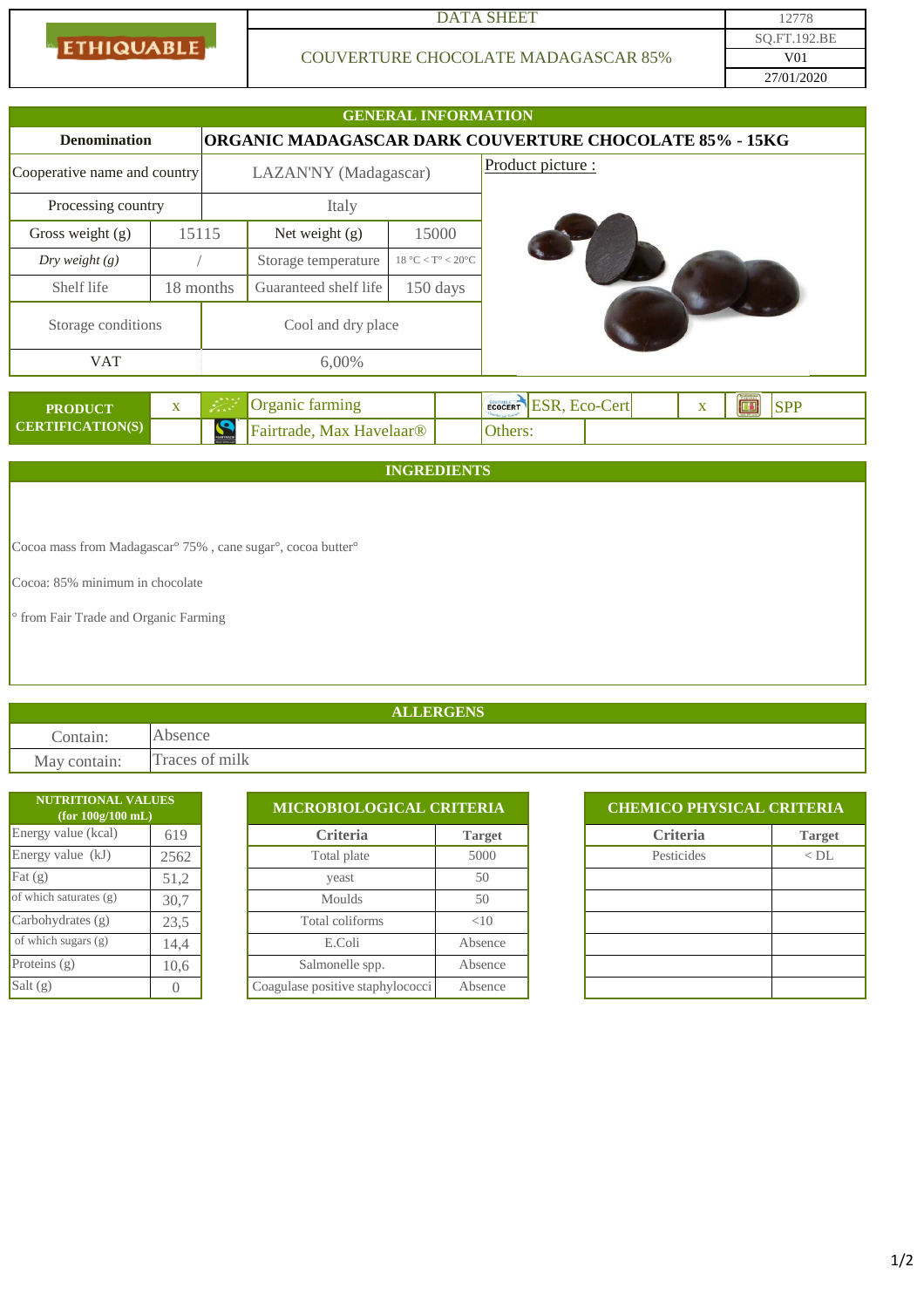| ETHIQUABLE | DATA SHEET | 12778 |
|---|---|---|
| | COUVERTURE CHOCOLATE MADAGASCAR 85% | SQ.FT.192.BE |
| | | V01 |
| | | 27/01/2020 |

## GENERAL INFORMATION

| Denomination | ORGANIC MADAGASCAR DARK COUVERTURE CHOCOLATE 85% - 15KG | | |
|---|---|---|---|
| Cooperative name and country | LAZAN'NY (Madagascar) | | |
| Processing country | Italy | | |
| Gross weight (g) | 15115 | Net weight (g) | 15000 |
| *Dry weight (g)* | / | Storage temperature | 18 °C < T° < 20°C |
| Shelf life | 18 months | Guaranteed shelf life | 150 days |
| Storage conditions | Cool and dry place | | |
| VAT | 6,00% | | |

Product picture :

| PRODUCT CERTIFICATION(S) | x | Organic farming | | ESR, Eco-Cert | x | SPP |
|---|---|---|---|---|---|---|
| | | Fairtrade, Max Havelaar® | | Others: | | |

## INGREDIENTS

Cocoa mass from Madagascar° 75% , cane sugar°, cocoa butter°

Cocoa: 85% minimum in chocolate

° from Fair Trade and Organic Farming

## ALLERGENS

| | |
|---|---|
| Contain: | Absence |
| May contain: | Traces of milk |

| NUTRITIONAL VALUES (for 100g/100 mL) | |
|---|---|
| Energy value (kcal) | 619 |
| Energy value (kJ) | 2562 |
| Fat (g) | 51,2 |
| of which saturates (g) | 30,7 |
| Carbohydrates (g) | 23,5 |
| of which sugars (g) | 14,4 |
| Proteins (g) | 10,6 |
| Salt (g) | 0 |

| MICROBIOLOGICAL CRITERIA | |
|---|---|
| **Criteria** | **Target** |
| Total plate | 5000 |
| yeast | 50 |
| Moulds | 50 |
| Total coliforms | <10 |
| E.Coli | Absence |
| Salmonelle spp. | Absence |
| Coagulase positive staphylococci | Absence |

| CHEMICO PHYSICAL CRITERIA | |
|---|---|
| **Criteria** | **Target** |
| Pesticides | < DL |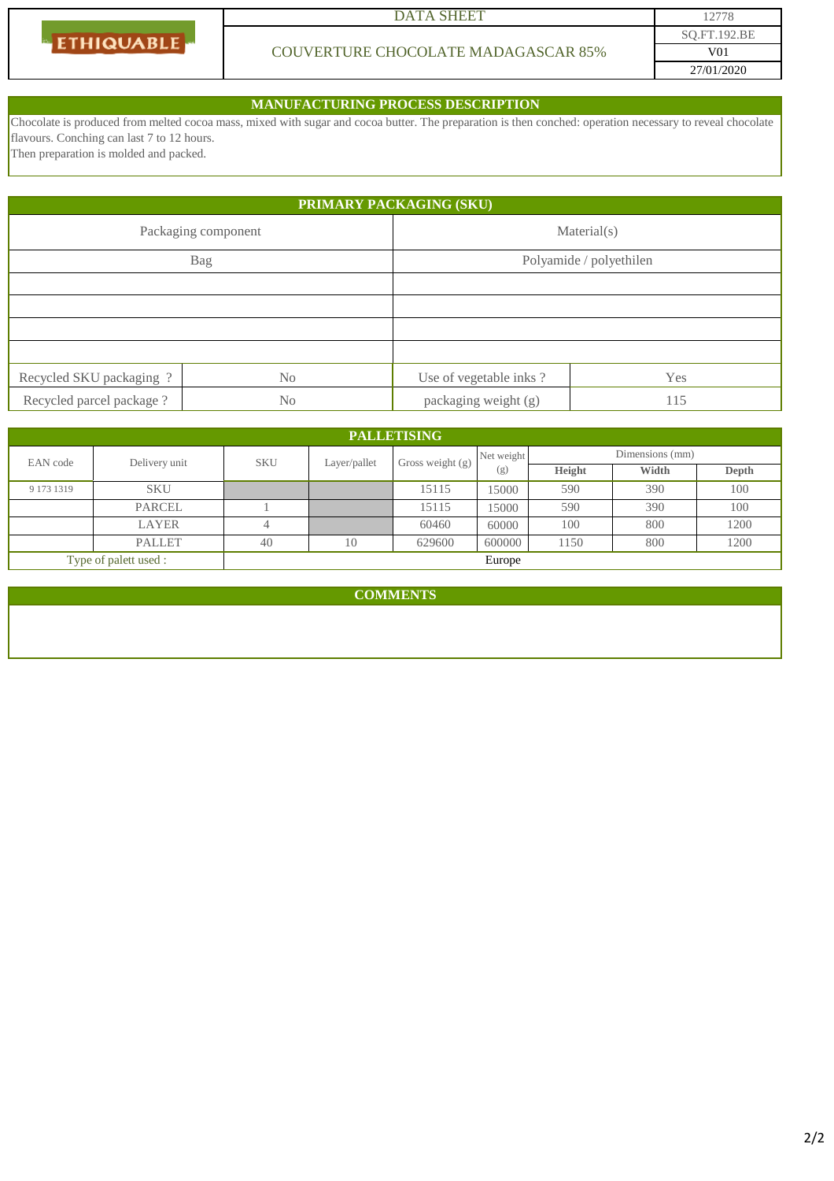| ETHIQUABLE | DATA SHEET | 12778 |
|---|---|---|
| | COUVERTURE CHOCOLATE MADAGASCAR 85% | SQ.FT.192.BE |
| | | V01 |
| | | 27/01/2020 |

## MANUFACTURING PROCESS DESCRIPTION

Chocolate is produced from melted cocoa mass, mixed with sugar and cocoa butter. The preparation is then conched: operation necessary to reveal chocolate flavours. Conching can last 7 to 12 hours.
Then preparation is molded and packed.

## PRIMARY PACKAGING (SKU)

| Packaging component | | Material(s) | |
|---|---|---|---|
| Bag | | Polyamide / polyethilen | |
| | | | |
| | | | |
| | | | |
| | | | |
| Recycled SKU packaging ? | No | Use of vegetable inks ? | Yes |
| Recycled parcel package ? | No | packaging weight (g) | 115 |

## PALLETISING

| EAN code | Delivery unit | SKU | Layer/pallet | Gross weight (g) | Net weight (g) | Dimensions (mm) | | |
|---|---|---|---|---|---|---|---|---|
| | | | | | | Height | Width | Depth |
| 9 173 1319 | SKU | | | 15115 | 15000 | 590 | 390 | 100 |
| | PARCEL | 1 | | 15115 | 15000 | 590 | 390 | 100 |
| | LAYER | 4 | | 60460 | 60000 | 100 | 800 | 1200 |
| | PALLET | 40 | 10 | 629600 | 600000 | 1150 | 800 | 1200 |
| Type of palett used : | | Europe | | | | | | |

## COMMENTS